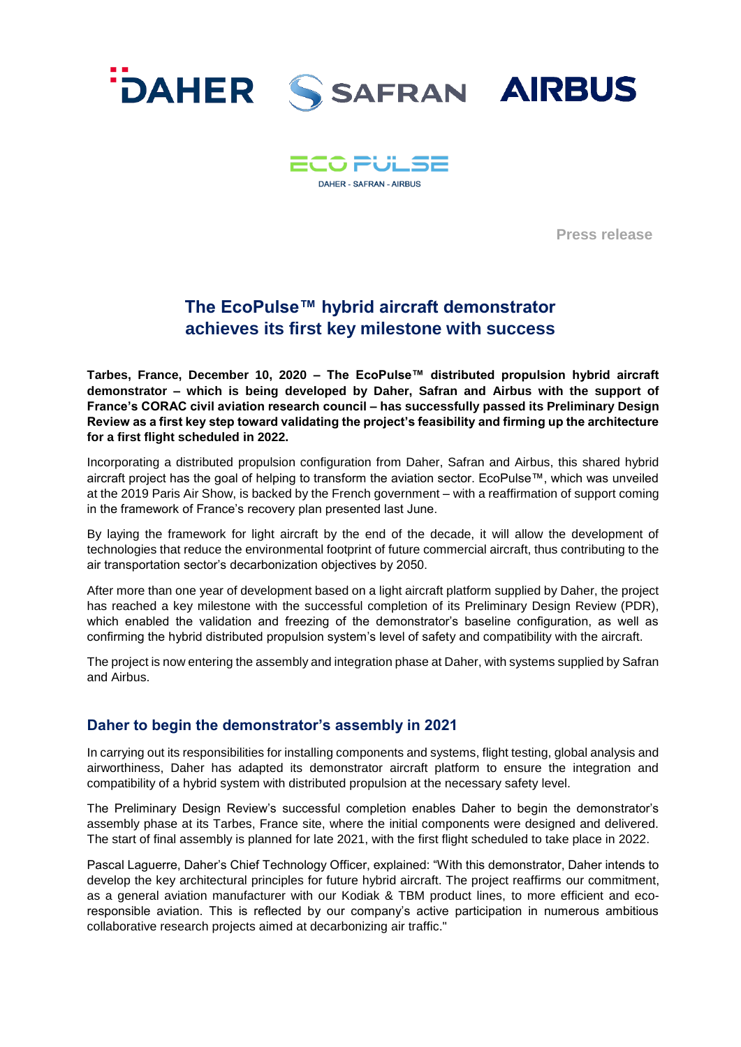DAHER SAFRAN AIRBUS

ECO PULSE

DAHER - SAFRAN - AIRBUS

Press release

# The EcoPulse™ hybrid aircraft demonstrator achieves its first key milestone with success

**Tarbes, France, December 10, 2020 – The EcoPulse™ distributed propulsion hybrid aircraft demonstrator – which is being developed by Daher, Safran and Airbus with the support of France's CORAC civil aviation research council – has successfully passed its Preliminary Design Review as a first key step toward validating the project's feasibility and firming up the architecture for a first flight scheduled in 2022.**

Incorporating a distributed propulsion configuration from Daher, Safran and Airbus, this shared hybrid aircraft project has the goal of helping to transform the aviation sector. EcoPulse™, which was unveiled at the 2019 Paris Air Show, is backed by the French government – with a reaffirmation of support coming in the framework of France's recovery plan presented last June.

By laying the framework for light aircraft by the end of the decade, it will allow the development of technologies that reduce the environmental footprint of future commercial aircraft, thus contributing to the air transportation sector's decarbonization objectives by 2050.

After more than one year of development based on a light aircraft platform supplied by Daher, the project has reached a key milestone with the successful completion of its Preliminary Design Review (PDR), which enabled the validation and freezing of the demonstrator's baseline configuration, as well as confirming the hybrid distributed propulsion system's level of safety and compatibility with the aircraft.

The project is now entering the assembly and integration phase at Daher, with systems supplied by Safran and Airbus.

## Daher to begin the demonstrator's assembly in 2021

In carrying out its responsibilities for installing components and systems, flight testing, global analysis and airworthiness, Daher has adapted its demonstrator aircraft platform to ensure the integration and compatibility of a hybrid system with distributed propulsion at the necessary safety level.

The Preliminary Design Review's successful completion enables Daher to begin the demonstrator's assembly phase at its Tarbes, France site, where the initial components were designed and delivered. The start of final assembly is planned for late 2021, with the first flight scheduled to take place in 2022.

Pascal Laguerre, Daher's Chief Technology Officer, explained: "With this demonstrator, Daher intends to develop the key architectural principles for future hybrid aircraft. The project reaffirms our commitment, as a general aviation manufacturer with our Kodiak & TBM product lines, to more efficient and eco-responsible aviation. This is reflected by our company's active participation in numerous ambitious collaborative research projects aimed at decarbonizing air traffic."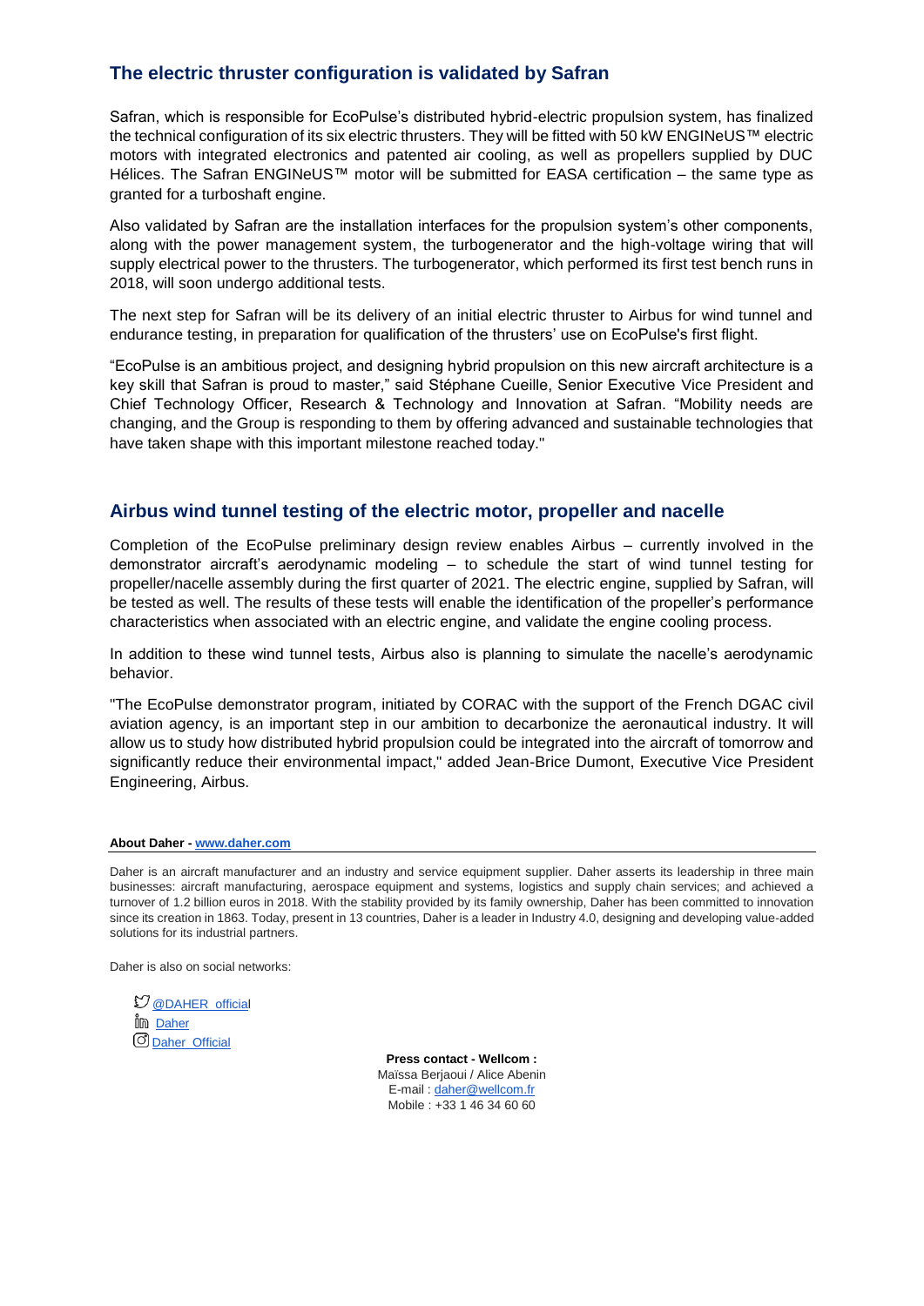## The electric thruster configuration is validated by Safran

Safran, which is responsible for EcoPulse's distributed hybrid-electric propulsion system, has finalized the technical configuration of its six electric thrusters. They will be fitted with 50 kW ENGINeUS™ electric motors with integrated electronics and patented air cooling, as well as propellers supplied by DUC Hélices. The Safran ENGINeUS™ motor will be submitted for EASA certification – the same type as granted for a turboshaft engine.

Also validated by Safran are the installation interfaces for the propulsion system's other components, along with the power management system, the turbogenerator and the high-voltage wiring that will supply electrical power to the thrusters. The turbogenerator, which performed its first test bench runs in 2018, will soon undergo additional tests.

The next step for Safran will be its delivery of an initial electric thruster to Airbus for wind tunnel and endurance testing, in preparation for qualification of the thrusters' use on EcoPulse's first flight.

"EcoPulse is an ambitious project, and designing hybrid propulsion on this new aircraft architecture is a key skill that Safran is proud to master," said Stéphane Cueille, Senior Executive Vice President and Chief Technology Officer, Research & Technology and Innovation at Safran. "Mobility needs are changing, and the Group is responding to them by offering advanced and sustainable technologies that have taken shape with this important milestone reached today."

## Airbus wind tunnel testing of the electric motor, propeller and nacelle

Completion of the EcoPulse preliminary design review enables Airbus – currently involved in the demonstrator aircraft's aerodynamic modeling – to schedule the start of wind tunnel testing for propeller/nacelle assembly during the first quarter of 2021. The electric engine, supplied by Safran, will be tested as well. The results of these tests will enable the identification of the propeller's performance characteristics when associated with an electric engine, and validate the engine cooling process.

In addition to these wind tunnel tests, Airbus also is planning to simulate the nacelle's aerodynamic behavior.

"The EcoPulse demonstrator program, initiated by CORAC with the support of the French DGAC civil aviation agency, is an important step in our ambition to decarbonize the aeronautical industry. It will allow us to study how distributed hybrid propulsion could be integrated into the aircraft of tomorrow and significantly reduce their environmental impact," added Jean-Brice Dumont, Executive Vice President Engineering, Airbus.

**About Daher - www.daher.com**

Daher is an aircraft manufacturer and an industry and service equipment supplier. Daher asserts its leadership in three main businesses: aircraft manufacturing, aerospace equipment and systems, logistics and supply chain services; and achieved a turnover of 1.2 billion euros in 2018. With the stability provided by its family ownership, Daher has been committed to innovation since its creation in 1863. Today, present in 13 countries, Daher is a leader in Industry 4.0, designing and developing value-added solutions for its industrial partners.

Daher is also on social networks:

- @DAHER_official
- Daher
- Daher_Official

**Press contact - Wellcom :**
Maïssa Berjaoui / Alice Abenin
E-mail : daher@wellcom.fr
Mobile : +33 1 46 34 60 60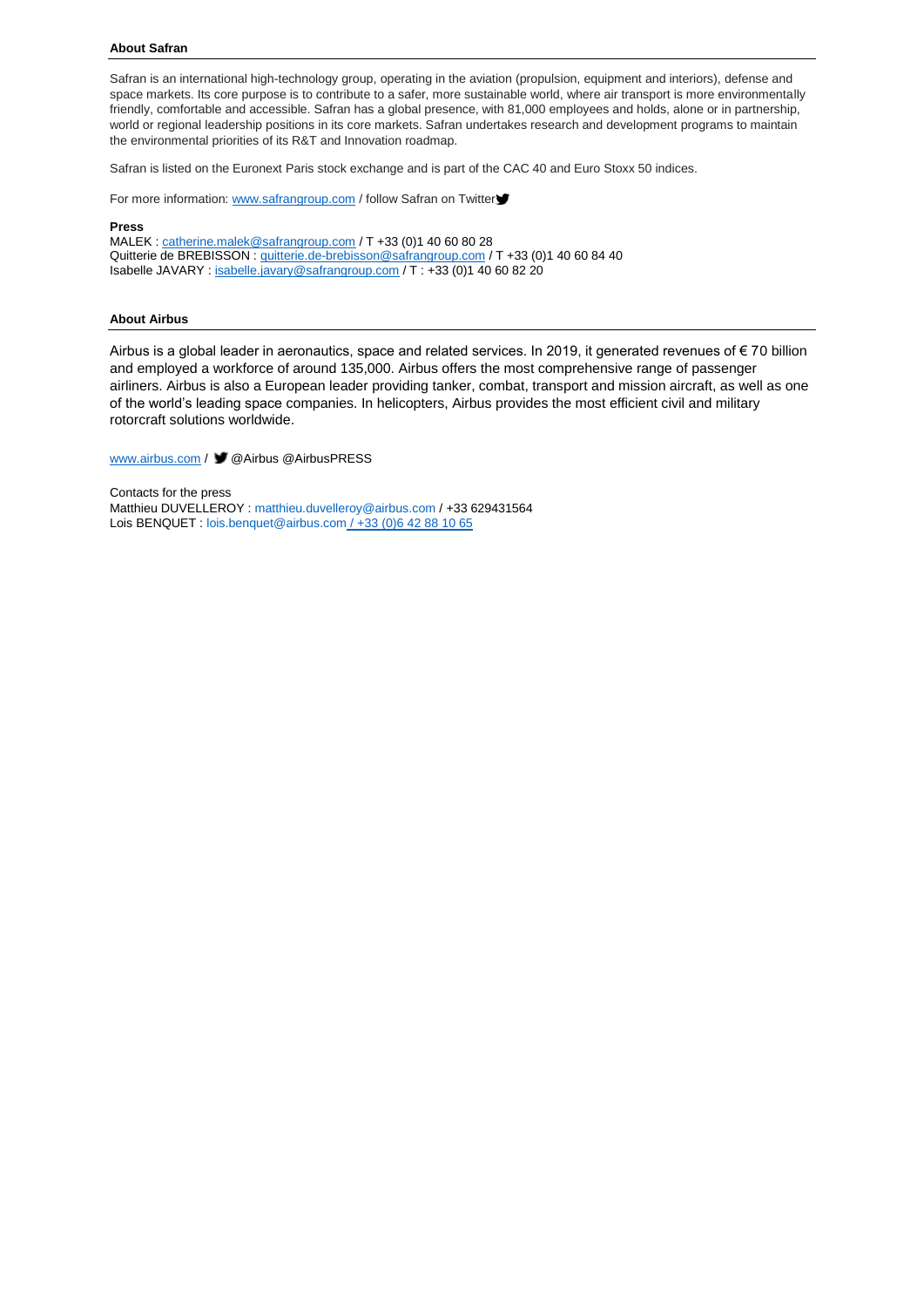**About Safran**

Safran is an international high-technology group, operating in the aviation (propulsion, equipment and interiors), defense and space markets. Its core purpose is to contribute to a safer, more sustainable world, where air transport is more environmentally friendly, comfortable and accessible. Safran has a global presence, with 81,000 employees and holds, alone or in partnership, world or regional leadership positions in its core markets. Safran undertakes research and development programs to maintain the environmental priorities of its R&T and Innovation roadmap.

Safran is listed on the Euronext Paris stock exchange and is part of the CAC 40 and Euro Stoxx 50 indices.

For more information: www.safrangroup.com / follow Safran on Twitter

**Press**

MALEK : catherine.malek@safrangroup.com / T +33 (0)1 40 60 80 28
Quitterie de BREBISSON : quitterie.de-brebisson@safrangroup.com / T +33 (0)1 40 60 84 40
Isabelle JAVARY : isabelle.javary@safrangroup.com / T : +33 (0)1 40 60 82 20

**About Airbus**

Airbus is a global leader in aeronautics, space and related services. In 2019, it generated revenues of € 70 billion and employed a workforce of around 135,000. Airbus offers the most comprehensive range of passenger airliners. Airbus is also a European leader providing tanker, combat, transport and mission aircraft, as well as one of the world's leading space companies. In helicopters, Airbus provides the most efficient civil and military rotorcraft solutions worldwide.

www.airbus.com / @Airbus @AirbusPRESS

Contacts for the press
Matthieu DUVELLEROY : matthieu.duvelleroy@airbus.com / +33 629431564
Lois BENQUET : lois.benquet@airbus.com / +33 (0)6 42 88 10 65